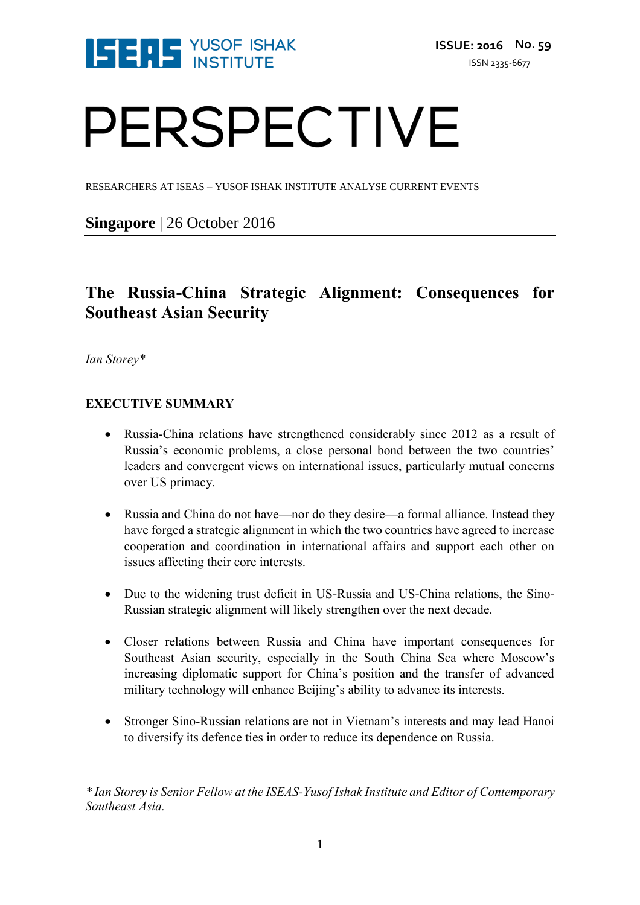ISEAS YUSOF ISHAK INSTITUTE

**ISSUE: 2016 No. 59**

ISSN 2335-6677

# PERSPECTIVE

RESEARCHERS AT ISEAS – YUSOF ISHAK INSTITUTE ANALYSE CURRENT EVENTS

**Singapore** | 26 October 2016

## The Russia-China Strategic Alignment: Consequences for Southeast Asian Security

*Ian Storey**

### EXECUTIVE SUMMARY

- Russia-China relations have strengthened considerably since 2012 as a result of Russia's economic problems, a close personal bond between the two countries' leaders and convergent views on international issues, particularly mutual concerns over US primacy.
- Russia and China do not have—nor do they desire—a formal alliance. Instead they have forged a strategic alignment in which the two countries have agreed to increase cooperation and coordination in international affairs and support each other on issues affecting their core interests.
- Due to the widening trust deficit in US-Russia and US-China relations, the Sino-Russian strategic alignment will likely strengthen over the next decade.
- Closer relations between Russia and China have important consequences for Southeast Asian security, especially in the South China Sea where Moscow's increasing diplomatic support for China's position and the transfer of advanced military technology will enhance Beijing's ability to advance its interests.
- Stronger Sino-Russian relations are not in Vietnam's interests and may lead Hanoi to diversify its defence ties in order to reduce its dependence on Russia.

*\* Ian Storey is Senior Fellow at the ISEAS-Yusof Ishak Institute and Editor of Contemporary Southeast Asia.*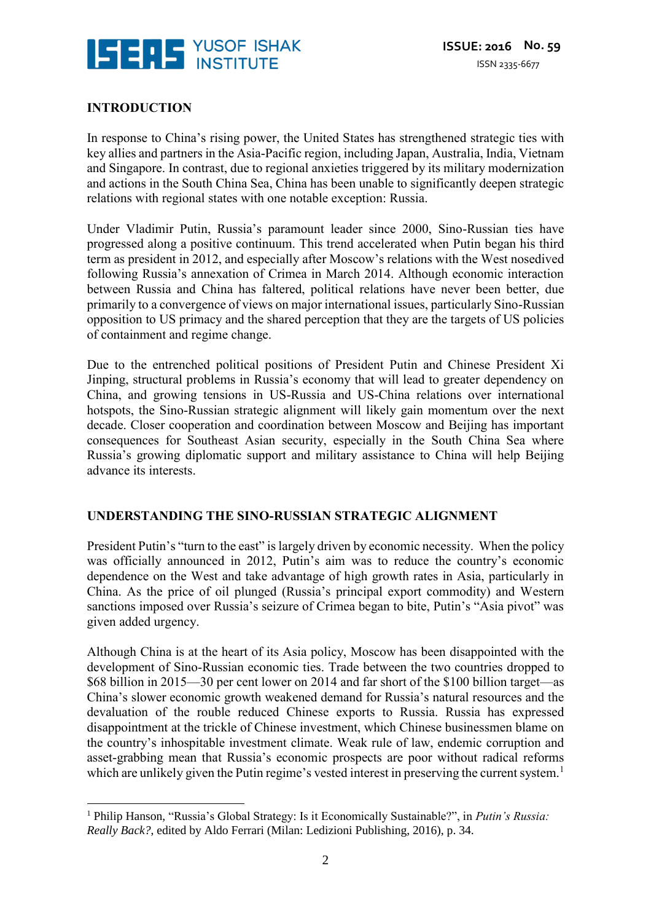## INTRODUCTION

In response to China's rising power, the United States has strengthened strategic ties with key allies and partners in the Asia-Pacific region, including Japan, Australia, India, Vietnam and Singapore. In contrast, due to regional anxieties triggered by its military modernization and actions in the South China Sea, China has been unable to significantly deepen strategic relations with regional states with one notable exception: Russia.

Under Vladimir Putin, Russia's paramount leader since 2000, Sino-Russian ties have progressed along a positive continuum. This trend accelerated when Putin began his third term as president in 2012, and especially after Moscow's relations with the West nosedived following Russia's annexation of Crimea in March 2014. Although economic interaction between Russia and China has faltered, political relations have never been better, due primarily to a convergence of views on major international issues, particularly Sino-Russian opposition to US primacy and the shared perception that they are the targets of US policies of containment and regime change.

Due to the entrenched political positions of President Putin and Chinese President Xi Jinping, structural problems in Russia's economy that will lead to greater dependency on China, and growing tensions in US-Russia and US-China relations over international hotspots, the Sino-Russian strategic alignment will likely gain momentum over the next decade. Closer cooperation and coordination between Moscow and Beijing has important consequences for Southeast Asian security, especially in the South China Sea where Russia's growing diplomatic support and military assistance to China will help Beijing advance its interests.

## UNDERSTANDING THE SINO-RUSSIAN STRATEGIC ALIGNMENT

President Putin's "turn to the east" is largely driven by economic necessity. When the policy was officially announced in 2012, Putin's aim was to reduce the country's economic dependence on the West and take advantage of high growth rates in Asia, particularly in China. As the price of oil plunged (Russia's principal export commodity) and Western sanctions imposed over Russia's seizure of Crimea began to bite, Putin's "Asia pivot" was given added urgency.

Although China is at the heart of its Asia policy, Moscow has been disappointed with the development of Sino-Russian economic ties. Trade between the two countries dropped to $68 billion in 2015—30 per cent lower on 2014 and far short of the $100 billion target—as China's slower economic growth weakened demand for Russia's natural resources and the devaluation of the rouble reduced Chinese exports to Russia. Russia has expressed disappointment at the trickle of Chinese investment, which Chinese businessmen blame on the country's inhospitable investment climate. Weak rule of law, endemic corruption and asset-grabbing mean that Russia's economic prospects are poor without radical reforms which are unlikely given the Putin regime's vested interest in preserving the current system.[1]

---

[1] Philip Hanson, "Russia's Global Strategy: Is it Economically Sustainable?", in *Putin's Russia: Really Back?,* edited by Aldo Ferrari (Milan: Ledizioni Publishing, 2016), p. 34.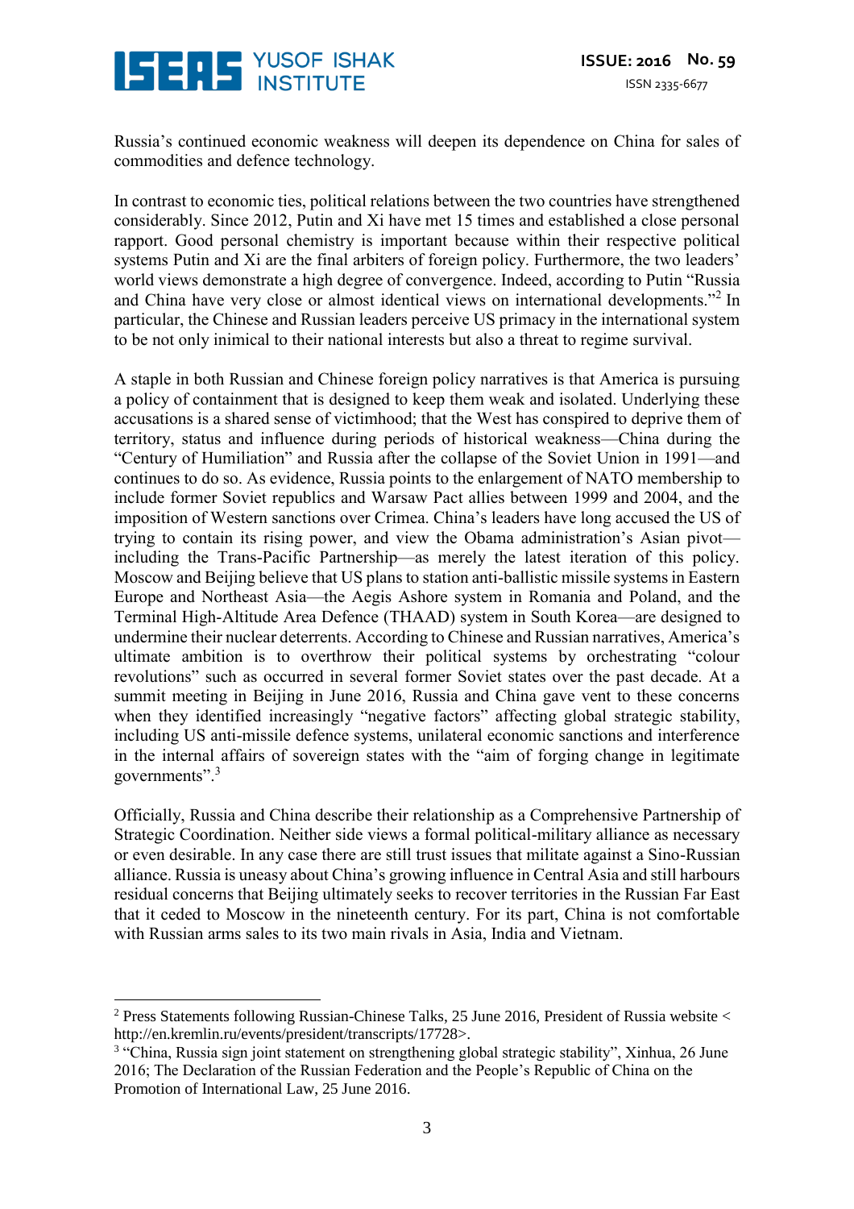Russia's continued economic weakness will deepen its dependence on China for sales of commodities and defence technology.

In contrast to economic ties, political relations between the two countries have strengthened considerably. Since 2012, Putin and Xi have met 15 times and established a close personal rapport. Good personal chemistry is important because within their respective political systems Putin and Xi are the final arbiters of foreign policy. Furthermore, the two leaders' world views demonstrate a high degree of convergence. Indeed, according to Putin "Russia and China have very close or almost identical views on international developments."[2] In particular, the Chinese and Russian leaders perceive US primacy in the international system to be not only inimical to their national interests but also a threat to regime survival.

A staple in both Russian and Chinese foreign policy narratives is that America is pursuing a policy of containment that is designed to keep them weak and isolated. Underlying these accusations is a shared sense of victimhood; that the West has conspired to deprive them of territory, status and influence during periods of historical weakness—China during the "Century of Humiliation" and Russia after the collapse of the Soviet Union in 1991—and continues to do so. As evidence, Russia points to the enlargement of NATO membership to include former Soviet republics and Warsaw Pact allies between 1999 and 2004, and the imposition of Western sanctions over Crimea. China's leaders have long accused the US of trying to contain its rising power, and view the Obama administration's Asian pivot—including the Trans-Pacific Partnership—as merely the latest iteration of this policy. Moscow and Beijing believe that US plans to station anti-ballistic missile systems in Eastern Europe and Northeast Asia—the Aegis Ashore system in Romania and Poland, and the Terminal High-Altitude Area Defence (THAAD) system in South Korea—are designed to undermine their nuclear deterrents. According to Chinese and Russian narratives, America's ultimate ambition is to overthrow their political systems by orchestrating "colour revolutions" such as occurred in several former Soviet states over the past decade. At a summit meeting in Beijing in June 2016, Russia and China gave vent to these concerns when they identified increasingly "negative factors" affecting global strategic stability, including US anti-missile defence systems, unilateral economic sanctions and interference in the internal affairs of sovereign states with the "aim of forging change in legitimate governments".[3]

Officially, Russia and China describe their relationship as a Comprehensive Partnership of Strategic Coordination. Neither side views a formal political-military alliance as necessary or even desirable. In any case there are still trust issues that militate against a Sino-Russian alliance. Russia is uneasy about China's growing influence in Central Asia and still harbours residual concerns that Beijing ultimately seeks to recover territories in the Russian Far East that it ceded to Moscow in the nineteenth century. For its part, China is not comfortable with Russian arms sales to its two main rivals in Asia, India and Vietnam.

---

[2] Press Statements following Russian-Chinese Talks, 25 June 2016, President of Russia website < http://en.kremlin.ru/events/president/transcripts/17728>.

[3] "China, Russia sign joint statement on strengthening global strategic stability", Xinhua, 26 June 2016; The Declaration of the Russian Federation and the People's Republic of China on the Promotion of International Law, 25 June 2016.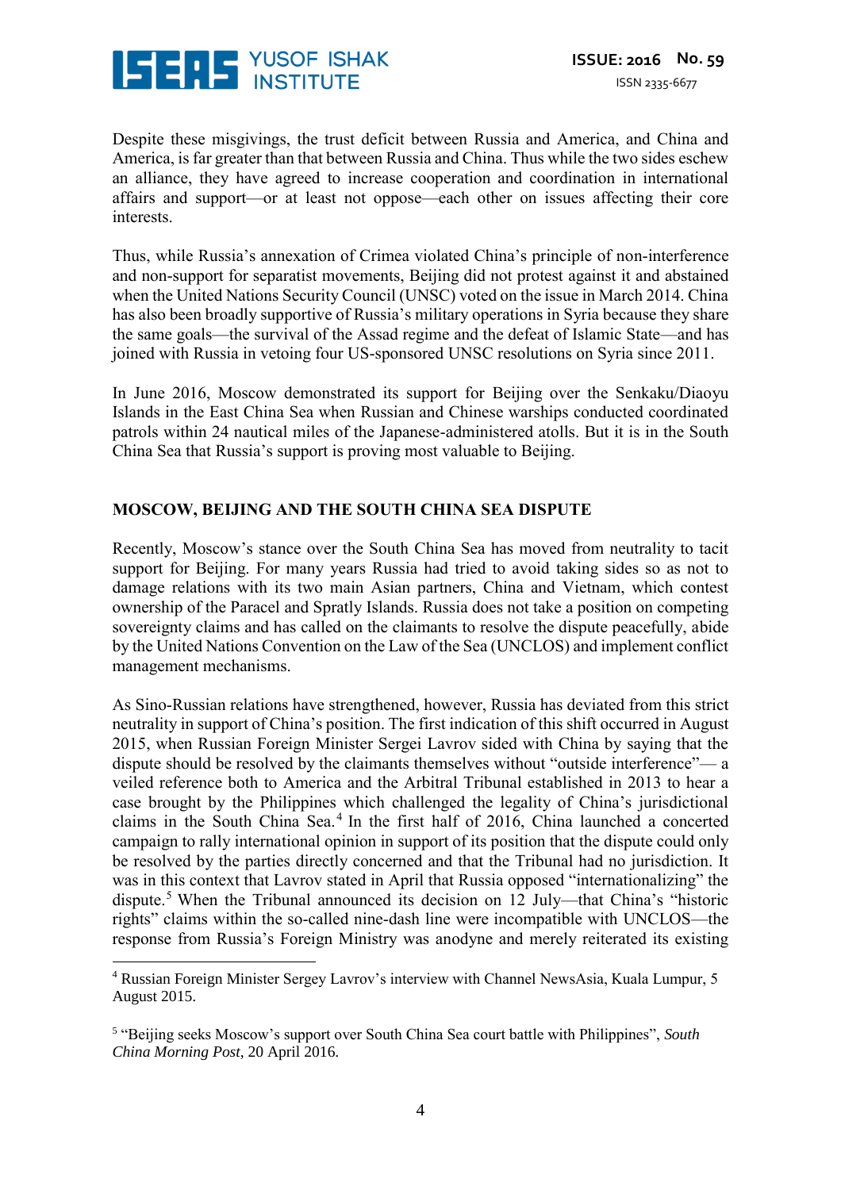Despite these misgivings, the trust deficit between Russia and America, and China and America, is far greater than that between Russia and China. Thus while the two sides eschew an alliance, they have agreed to increase cooperation and coordination in international affairs and support—or at least not oppose—each other on issues affecting their core interests.

Thus, while Russia's annexation of Crimea violated China's principle of non-interference and non-support for separatist movements, Beijing did not protest against it and abstained when the United Nations Security Council (UNSC) voted on the issue in March 2014. China has also been broadly supportive of Russia's military operations in Syria because they share the same goals—the survival of the Assad regime and the defeat of Islamic State—and has joined with Russia in vetoing four US-sponsored UNSC resolutions on Syria since 2011.

In June 2016, Moscow demonstrated its support for Beijing over the Senkaku/Diaoyu Islands in the East China Sea when Russian and Chinese warships conducted coordinated patrols within 24 nautical miles of the Japanese-administered atolls. But it is in the South China Sea that Russia's support is proving most valuable to Beijing.

## MOSCOW, BEIJING AND THE SOUTH CHINA SEA DISPUTE

Recently, Moscow's stance over the South China Sea has moved from neutrality to tacit support for Beijing. For many years Russia had tried to avoid taking sides so as not to damage relations with its two main Asian partners, China and Vietnam, which contest ownership of the Paracel and Spratly Islands. Russia does not take a position on competing sovereignty claims and has called on the claimants to resolve the dispute peacefully, abide by the United Nations Convention on the Law of the Sea (UNCLOS) and implement conflict management mechanisms.

As Sino-Russian relations have strengthened, however, Russia has deviated from this strict neutrality in support of China's position. The first indication of this shift occurred in August 2015, when Russian Foreign Minister Sergei Lavrov sided with China by saying that the dispute should be resolved by the claimants themselves without "outside interference"— a veiled reference both to America and the Arbitral Tribunal established in 2013 to hear a case brought by the Philippines which challenged the legality of China's jurisdictional claims in the South China Sea.[4] In the first half of 2016, China launched a concerted campaign to rally international opinion in support of its position that the dispute could only be resolved by the parties directly concerned and that the Tribunal had no jurisdiction. It was in this context that Lavrov stated in April that Russia opposed "internationalizing" the dispute.[5] When the Tribunal announced its decision on 12 July—that China's "historic rights" claims within the so-called nine-dash line were incompatible with UNCLOS—the response from Russia's Foreign Ministry was anodyne and merely reiterated its existing

[4] Russian Foreign Minister Sergey Lavrov's interview with Channel NewsAsia, Kuala Lumpur, 5 August 2015.

[5] "Beijing seeks Moscow's support over South China Sea court battle with Philippines", *South China Morning Post*, 20 April 2016.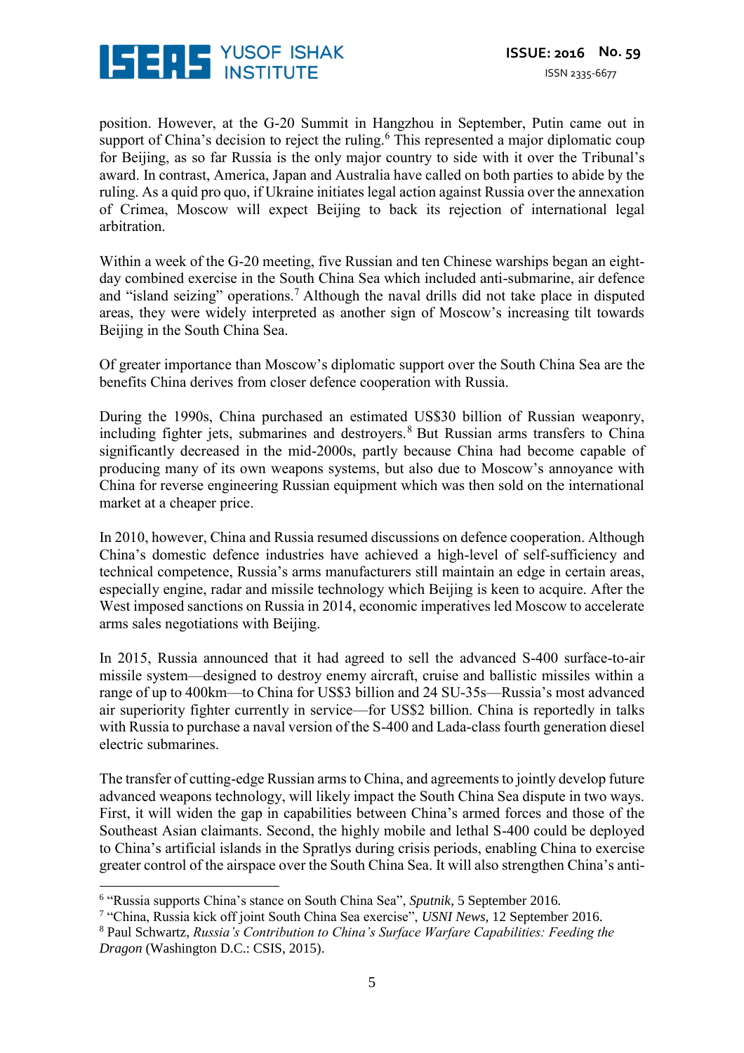position. However, at the G-20 Summit in Hangzhou in September, Putin came out in support of China's decision to reject the ruling.[6] This represented a major diplomatic coup for Beijing, as so far Russia is the only major country to side with it over the Tribunal's award. In contrast, America, Japan and Australia have called on both parties to abide by the ruling. As a quid pro quo, if Ukraine initiates legal action against Russia over the annexation of Crimea, Moscow will expect Beijing to back its rejection of international legal arbitration.

Within a week of the G-20 meeting, five Russian and ten Chinese warships began an eight-day combined exercise in the South China Sea which included anti-submarine, air defence and "island seizing" operations.[7] Although the naval drills did not take place in disputed areas, they were widely interpreted as another sign of Moscow's increasing tilt towards Beijing in the South China Sea.

Of greater importance than Moscow's diplomatic support over the South China Sea are the benefits China derives from closer defence cooperation with Russia.

During the 1990s, China purchased an estimated US$30 billion of Russian weaponry, including fighter jets, submarines and destroyers.[8] But Russian arms transfers to China significantly decreased in the mid-2000s, partly because China had become capable of producing many of its own weapons systems, but also due to Moscow's annoyance with China for reverse engineering Russian equipment which was then sold on the international market at a cheaper price.

In 2010, however, China and Russia resumed discussions on defence cooperation. Although China's domestic defence industries have achieved a high-level of self-sufficiency and technical competence, Russia's arms manufacturers still maintain an edge in certain areas, especially engine, radar and missile technology which Beijing is keen to acquire. After the West imposed sanctions on Russia in 2014, economic imperatives led Moscow to accelerate arms sales negotiations with Beijing.

In 2015, Russia announced that it had agreed to sell the advanced S-400 surface-to-air missile system—designed to destroy enemy aircraft, cruise and ballistic missiles within a range of up to 400km—to China for US$3 billion and 24 SU-35s—Russia's most advanced air superiority fighter currently in service—for US$2 billion. China is reportedly in talks with Russia to purchase a naval version of the S-400 and Lada-class fourth generation diesel electric submarines.

The transfer of cutting-edge Russian arms to China, and agreements to jointly develop future advanced weapons technology, will likely impact the South China Sea dispute in two ways. First, it will widen the gap in capabilities between China's armed forces and those of the Southeast Asian claimants. Second, the highly mobile and lethal S-400 could be deployed to China's artificial islands in the Spratlys during crisis periods, enabling China to exercise greater control of the airspace over the South China Sea. It will also strengthen China's anti-

---

[6] "Russia supports China's stance on South China Sea", *Sputnik*, 5 September 2016.

[7] "China, Russia kick off joint South China Sea exercise", *USNI News*, 12 September 2016.

[8] Paul Schwartz, *Russia's Contribution to China's Surface Warfare Capabilities: Feeding the Dragon* (Washington D.C.: CSIS, 2015).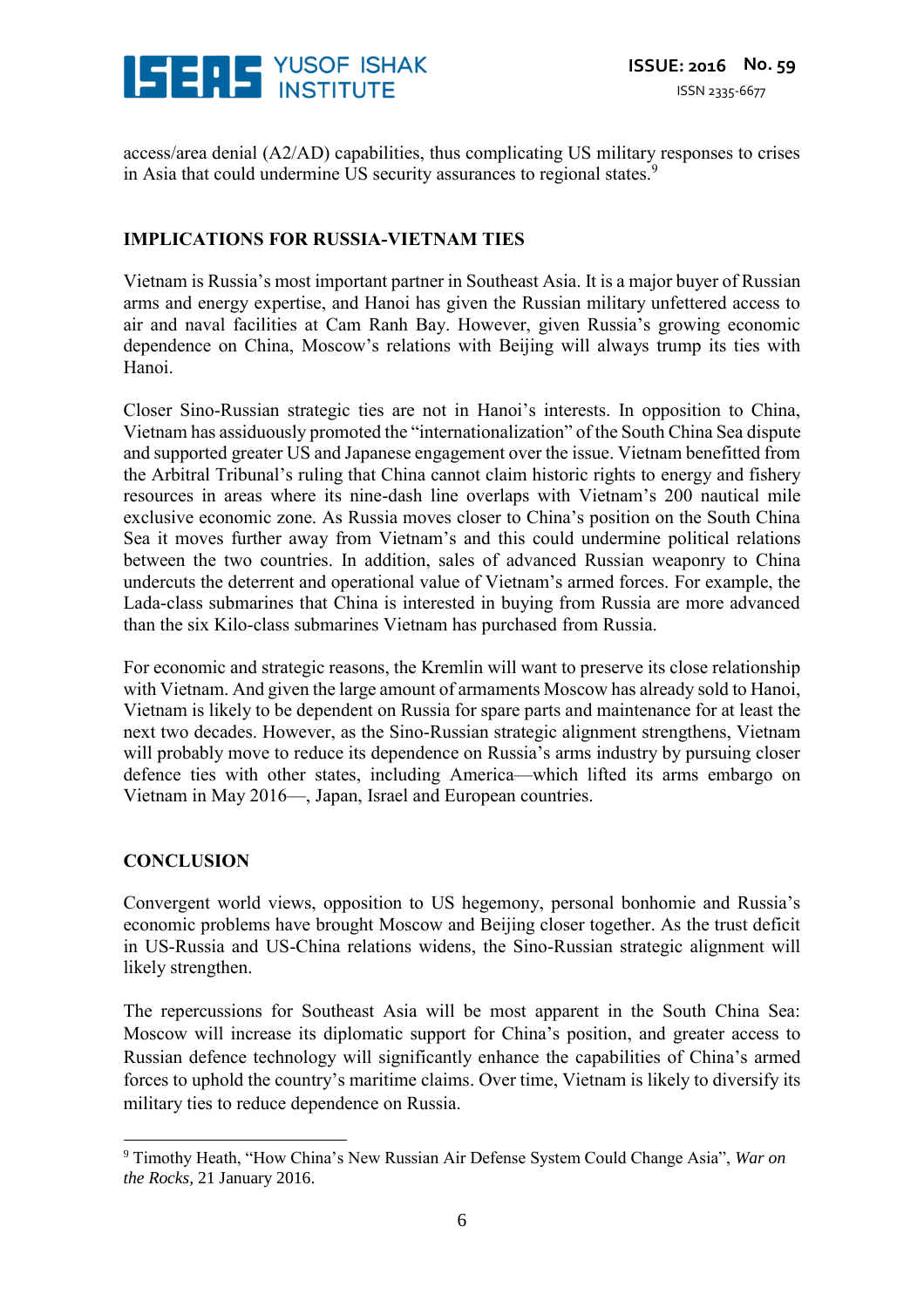access/area denial (A2/AD) capabilities, thus complicating US military responses to crises in Asia that could undermine US security assurances to regional states.[9]

## IMPLICATIONS FOR RUSSIA-VIETNAM TIES

Vietnam is Russia's most important partner in Southeast Asia. It is a major buyer of Russian arms and energy expertise, and Hanoi has given the Russian military unfettered access to air and naval facilities at Cam Ranh Bay. However, given Russia's growing economic dependence on China, Moscow's relations with Beijing will always trump its ties with Hanoi.

Closer Sino-Russian strategic ties are not in Hanoi's interests. In opposition to China, Vietnam has assiduously promoted the "internationalization" of the South China Sea dispute and supported greater US and Japanese engagement over the issue. Vietnam benefitted from the Arbitral Tribunal's ruling that China cannot claim historic rights to energy and fishery resources in areas where its nine-dash line overlaps with Vietnam's 200 nautical mile exclusive economic zone. As Russia moves closer to China's position on the South China Sea it moves further away from Vietnam's and this could undermine political relations between the two countries. In addition, sales of advanced Russian weaponry to China undercuts the deterrent and operational value of Vietnam's armed forces. For example, the Lada-class submarines that China is interested in buying from Russia are more advanced than the six Kilo-class submarines Vietnam has purchased from Russia.

For economic and strategic reasons, the Kremlin will want to preserve its close relationship with Vietnam. And given the large amount of armaments Moscow has already sold to Hanoi, Vietnam is likely to be dependent on Russia for spare parts and maintenance for at least the next two decades. However, as the Sino-Russian strategic alignment strengthens, Vietnam will probably move to reduce its dependence on Russia's arms industry by pursuing closer defence ties with other states, including America—which lifted its arms embargo on Vietnam in May 2016—, Japan, Israel and European countries.

## CONCLUSION

Convergent world views, opposition to US hegemony, personal bonhomie and Russia's economic problems have brought Moscow and Beijing closer together. As the trust deficit in US-Russia and US-China relations widens, the Sino-Russian strategic alignment will likely strengthen.

The repercussions for Southeast Asia will be most apparent in the South China Sea: Moscow will increase its diplomatic support for China's position, and greater access to Russian defence technology will significantly enhance the capabilities of China's armed forces to uphold the country's maritime claims. Over time, Vietnam is likely to diversify its military ties to reduce dependence on Russia.

---

[9] Timothy Heath, "How China's New Russian Air Defense System Could Change Asia", *War on the Rocks*, 21 January 2016.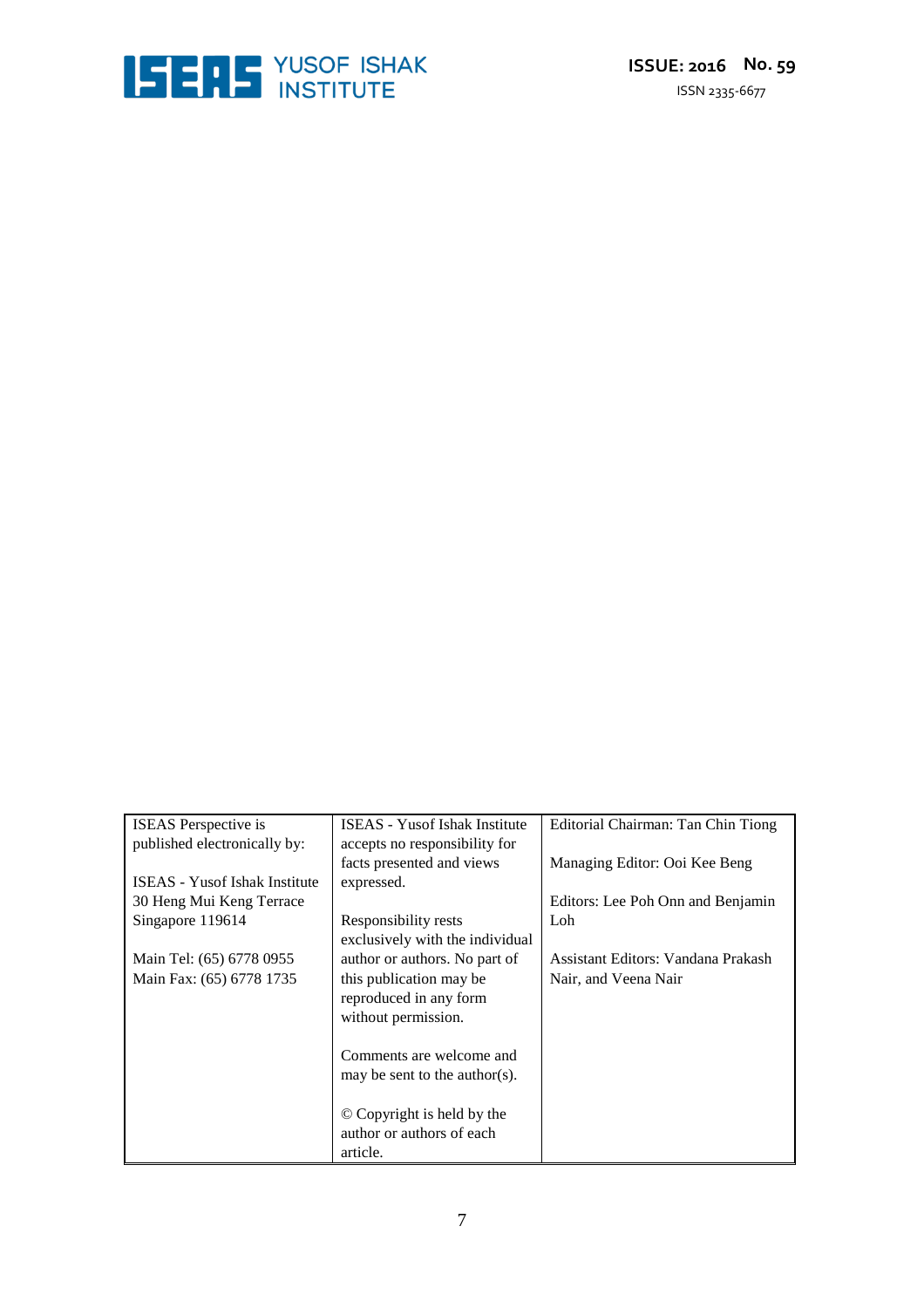| | | |
|---|---|---|
| ISEAS Perspective is published electronically by:<br><br>ISEAS - Yusof Ishak Institute<br>30 Heng Mui Keng Terrace<br>Singapore 119614<br><br>Main Tel: (65) 6778 0955<br>Main Fax: (65) 6778 1735 | ISEAS - Yusof Ishak Institute accepts no responsibility for facts presented and views expressed.<br><br>Responsibility rests exclusively with the individual author or authors. No part of this publication may be reproduced in any form without permission.<br><br>Comments are welcome and may be sent to the author(s).<br><br>© Copyright is held by the author or authors of each article. | Editorial Chairman: Tan Chin Tiong<br><br>Managing Editor: Ooi Kee Beng<br><br>Editors: Lee Poh Onn and Benjamin Loh<br><br>Assistant Editors: Vandana Prakash Nair, and Veena Nair |